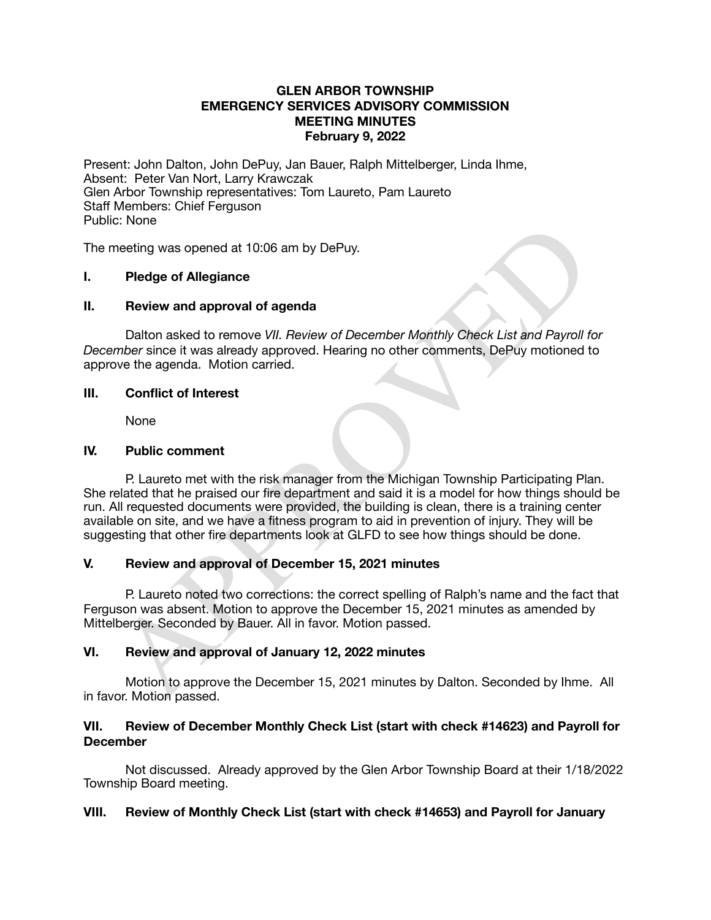# GLEN ARBOR TOWNSHIP
# EMERGENCY SERVICES ADVISORY COMMISSION
# MEETING MINUTES
# February 9, 2022

Present: John Dalton, John DePuy, Jan Bauer, Ralph Mittelberger, Linda Ihme,
Absent: Peter Van Nort, Larry Krawczak
Glen Arbor Township representatives: Tom Laureto, Pam Laureto
Staff Members: Chief Ferguson
Public: None

The meeting was opened at 10:06 am by DePuy.

## I. Pledge of Allegiance

## II. Review and approval of agenda

Dalton asked to remove *VII. Review of December Monthly Check List and Payroll for December* since it was already approved. Hearing no other comments, DePuy motioned to approve the agenda. Motion carried.

## III. Conflict of Interest

None

## IV. Public comment

P. Laureto met with the risk manager from the Michigan Township Participating Plan. She related that he praised our fire department and said it is a model for how things should be run. All requested documents were provided, the building is clean, there is a training center available on site, and we have a fitness program to aid in prevention of injury. They will be suggesting that other fire departments look at GLFD to see how things should be done.

## V. Review and approval of December 15, 2021 minutes

P. Laureto noted two corrections: the correct spelling of Ralph's name and the fact that Ferguson was absent. Motion to approve the December 15, 2021 minutes as amended by Mittelberger. Seconded by Bauer. All in favor. Motion passed.

## VI. Review and approval of January 12, 2022 minutes

Motion to approve the December 15, 2021 minutes by Dalton. Seconded by Ihme. All in favor. Motion passed.

## VII. Review of December Monthly Check List (start with check #14623) and Payroll for December

Not discussed. Already approved by the Glen Arbor Township Board at their 1/18/2022 Township Board meeting.

## VIII. Review of Monthly Check List (start with check #14653) and Payroll for January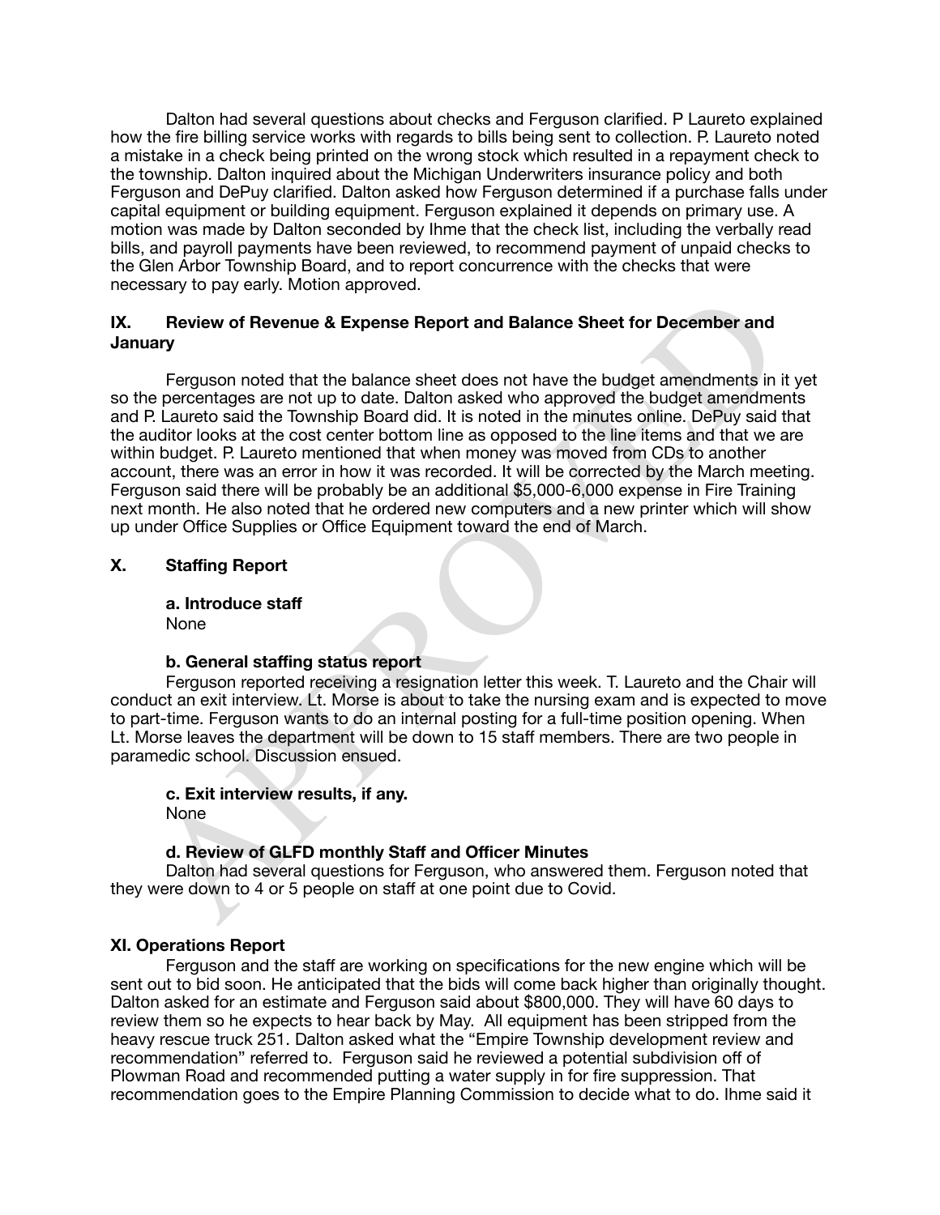Dalton had several questions about checks and Ferguson clarified. P Laureto explained how the fire billing service works with regards to bills being sent to collection. P. Laureto noted a mistake in a check being printed on the wrong stock which resulted in a repayment check to the township. Dalton inquired about the Michigan Underwriters insurance policy and both Ferguson and DePuy clarified. Dalton asked how Ferguson determined if a purchase falls under capital equipment or building equipment. Ferguson explained it depends on primary use. A motion was made by Dalton seconded by Ihme that the check list, including the verbally read bills, and payroll payments have been reviewed, to recommend payment of unpaid checks to the Glen Arbor Township Board, and to report concurrence with the checks that were necessary to pay early. Motion approved.

## IX. Review of Revenue & Expense Report and Balance Sheet for December and January

Ferguson noted that the balance sheet does not have the budget amendments in it yet so the percentages are not up to date. Dalton asked who approved the budget amendments and P. Laureto said the Township Board did. It is noted in the minutes online. DePuy said that the auditor looks at the cost center bottom line as opposed to the line items and that we are within budget. P. Laureto mentioned that when money was moved from CDs to another account, there was an error in how it was recorded. It will be corrected by the March meeting. Ferguson said there will be probably be an additional $5,000-6,000 expense in Fire Training next month. He also noted that he ordered new computers and a new printer which will show up under Office Supplies or Office Equipment toward the end of March.

## X. Staffing Report

**a. Introduce staff**

None

**b. General staffing status report**

Ferguson reported receiving a resignation letter this week. T. Laureto and the Chair will conduct an exit interview. Lt. Morse is about to take the nursing exam and is expected to move to part-time. Ferguson wants to do an internal posting for a full-time position opening. When Lt. Morse leaves the department will be down to 15 staff members. There are two people in paramedic school. Discussion ensued.

**c. Exit interview results, if any.**

None

**d. Review of GLFD monthly Staff and Officer Minutes**

Dalton had several questions for Ferguson, who answered them. Ferguson noted that they were down to 4 or 5 people on staff at one point due to Covid.

## XI. Operations Report

Ferguson and the staff are working on specifications for the new engine which will be sent out to bid soon. He anticipated that the bids will come back higher than originally thought. Dalton asked for an estimate and Ferguson said about $800,000. They will have 60 days to review them so he expects to hear back by May. All equipment has been stripped from the heavy rescue truck 251. Dalton asked what the "Empire Township development review and recommendation" referred to. Ferguson said he reviewed a potential subdivision off of Plowman Road and recommended putting a water supply in for fire suppression. That recommendation goes to the Empire Planning Commission to decide what to do. Ihme said it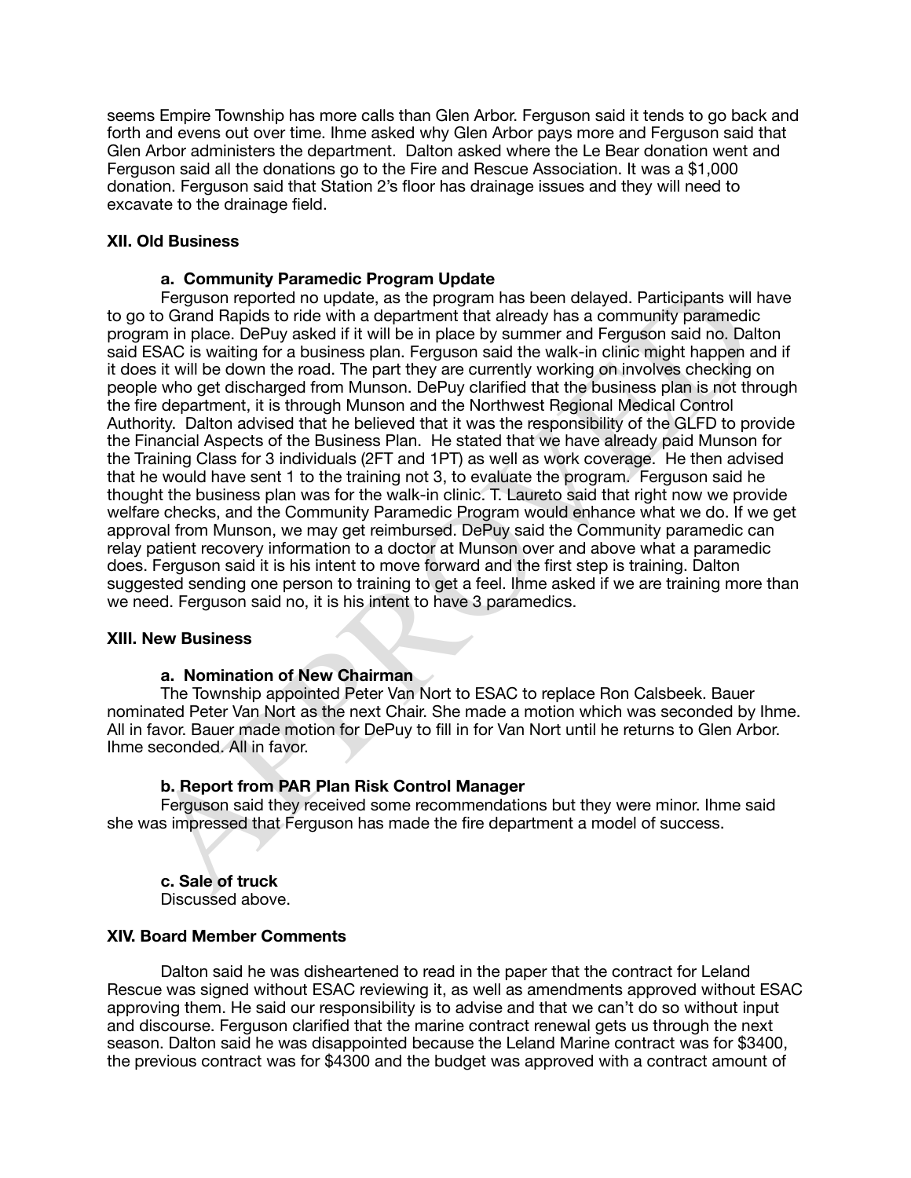seems Empire Township has more calls than Glen Arbor. Ferguson said it tends to go back and forth and evens out over time. Ihme asked why Glen Arbor pays more and Ferguson said that Glen Arbor administers the department. Dalton asked where the Le Bear donation went and Ferguson said all the donations go to the Fire and Rescue Association. It was a $1,000 donation. Ferguson said that Station 2's floor has drainage issues and they will need to excavate to the drainage field.

**XII. Old Business**

**a. Community Paramedic Program Update**

Ferguson reported no update, as the program has been delayed. Participants will have to go to Grand Rapids to ride with a department that already has a community paramedic program in place. DePuy asked if it will be in place by summer and Ferguson said no. Dalton said ESAC is waiting for a business plan. Ferguson said the walk-in clinic might happen and if it does it will be down the road. The part they are currently working on involves checking on people who get discharged from Munson. DePuy clarified that the business plan is not through the fire department, it is through Munson and the Northwest Regional Medical Control Authority. Dalton advised that he believed that it was the responsibility of the GLFD to provide the Financial Aspects of the Business Plan. He stated that we have already paid Munson for the Training Class for 3 individuals (2FT and 1PT) as well as work coverage. He then advised that he would have sent 1 to the training not 3, to evaluate the program. Ferguson said he thought the business plan was for the walk-in clinic. T. Laureto said that right now we provide welfare checks, and the Community Paramedic Program would enhance what we do. If we get approval from Munson, we may get reimbursed. DePuy said the Community paramedic can relay patient recovery information to a doctor at Munson over and above what a paramedic does. Ferguson said it is his intent to move forward and the first step is training. Dalton suggested sending one person to training to get a feel. Ihme asked if we are training more than we need. Ferguson said no, it is his intent to have 3 paramedics.

**XIII. New Business**

**a. Nomination of New Chairman**

The Township appointed Peter Van Nort to ESAC to replace Ron Calsbeek. Bauer nominated Peter Van Nort as the next Chair. She made a motion which was seconded by Ihme. All in favor. Bauer made motion for DePuy to fill in for Van Nort until he returns to Glen Arbor. Ihme seconded. All in favor.

**b. Report from PAR Plan Risk Control Manager**

Ferguson said they received some recommendations but they were minor. Ihme said she was impressed that Ferguson has made the fire department a model of success.

**c. Sale of truck**

Discussed above.

**XIV. Board Member Comments**

Dalton said he was disheartened to read in the paper that the contract for Leland Rescue was signed without ESAC reviewing it, as well as amendments approved without ESAC approving them. He said our responsibility is to advise and that we can't do so without input and discourse. Ferguson clarified that the marine contract renewal gets us through the next season. Dalton said he was disappointed because the Leland Marine contract was for $3400, the previous contract was for $4300 and the budget was approved with a contract amount of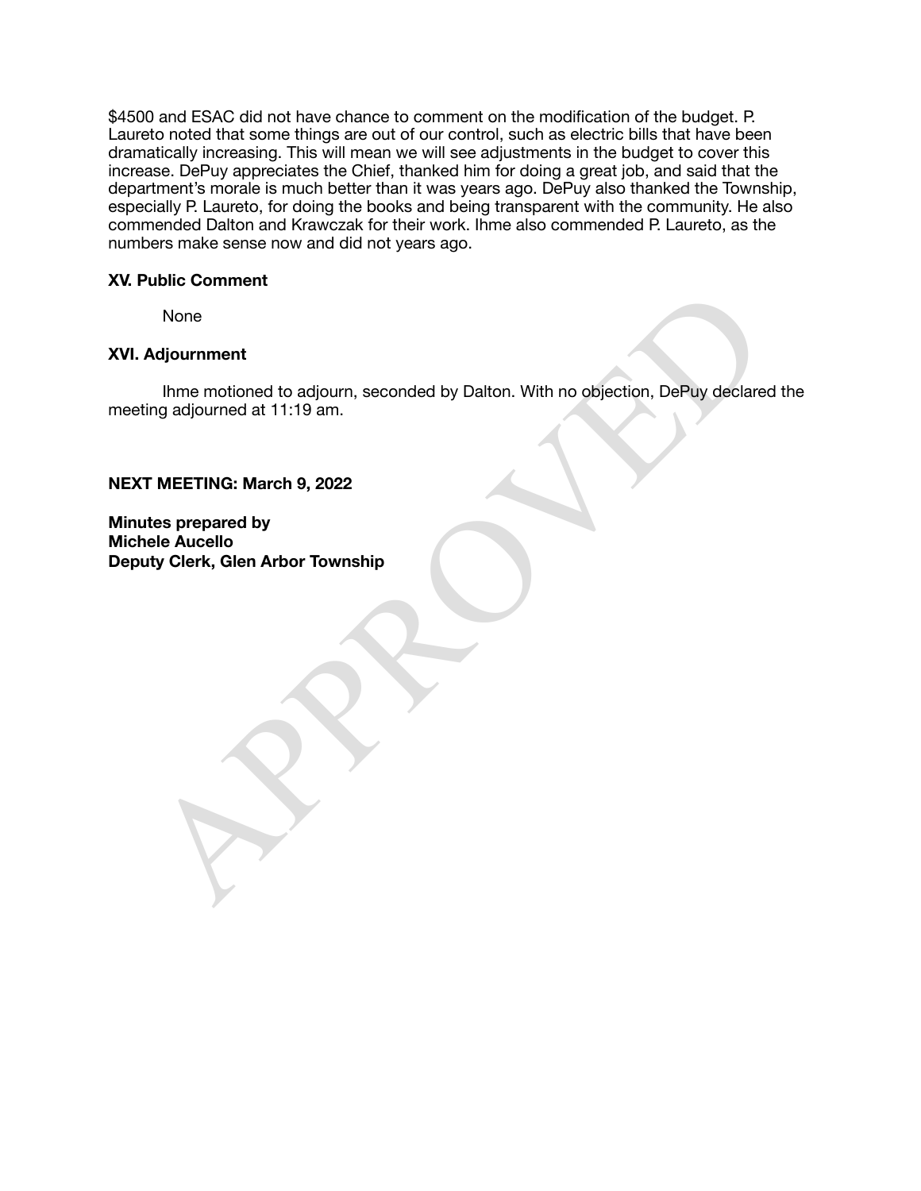$4500 and ESAC did not have chance to comment on the modification of the budget. P. Laureto noted that some things are out of our control, such as electric bills that have been dramatically increasing. This will mean we will see adjustments in the budget to cover this increase. DePuy appreciates the Chief, thanked him for doing a great job, and said that the department's morale is much better than it was years ago. DePuy also thanked the Township, especially P. Laureto, for doing the books and being transparent with the community. He also commended Dalton and Krawczak for their work. Ihme also commended P. Laureto, as the numbers make sense now and did not years ago.

**XV. Public Comment**

None

**XVI. Adjournment**

Ihme motioned to adjourn, seconded by Dalton. With no objection, DePuy declared the meeting adjourned at 11:19 am.

**NEXT MEETING: March 9, 2022**

**Minutes prepared by**
**Michele Aucello**
**Deputy Clerk, Glen Arbor Township**

APPROVED